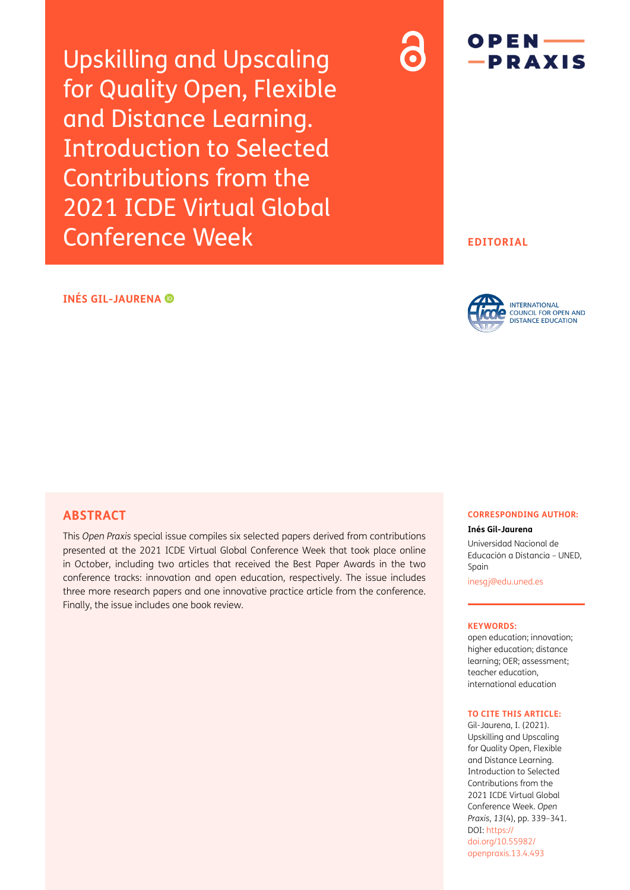# Upskilling and Upscaling for Quality Open, Flexible and Distance Learning. Introduction to Selected Contributions from the 2021 ICDE Virtual Global Conference Week

**EDITORIAL**

**INÉS GIL-JAURENA**

## ABSTRACT

This *Open Praxis* special issue compiles six selected papers derived from contributions presented at the 2021 ICDE Virtual Global Conference Week that took place online in October, including two articles that received the Best Paper Awards in the two conference tracks: innovation and open education, respectively. The issue includes three more research papers and one innovative practice article from the conference. Finally, the issue includes one book review.

**CORRESPONDING AUTHOR:**

**Inés Gil-Jaurena**

Universidad Nacional de Educación a Distancia – UNED, Spain

inesgj@edu.uned.es

**KEYWORDS:**

open education; innovation; higher education; distance learning; OER; assessment; teacher education, international education

**TO CITE THIS ARTICLE:**

Gil-Jaurena, I. (2021). Upskilling and Upscaling for Quality Open, Flexible and Distance Learning. Introduction to Selected Contributions from the 2021 ICDE Virtual Global Conference Week. *Open Praxis*, *13*(4), pp. 339–341. DOI: https://doi.org/10.55982/openpraxis.13.4.493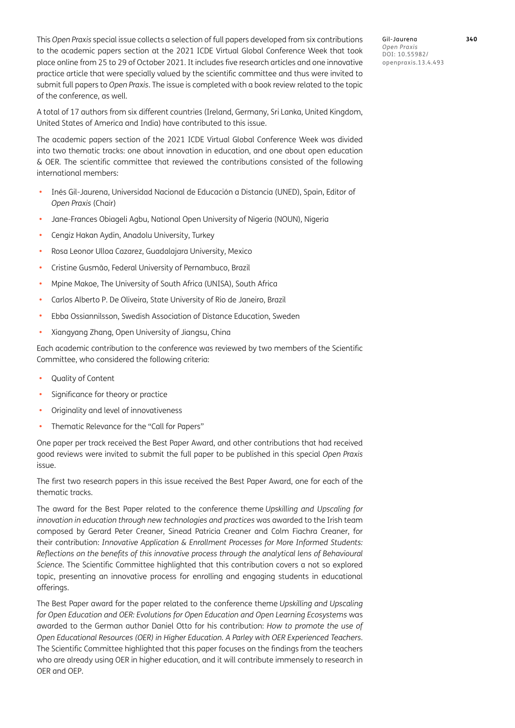This *Open Praxis* special issue collects a selection of full papers developed from six contributions to the academic papers section at the 2021 ICDE Virtual Global Conference Week that took place online from 25 to 29 of October 2021. It includes five research articles and one innovative practice article that were specially valued by the scientific committee and thus were invited to submit full papers to *Open Praxis*. The issue is completed with a book review related to the topic of the conference, as well.

A total of 17 authors from six different countries (Ireland, Germany, Sri Lanka, United Kingdom, United States of America and India) have contributed to this issue.

The academic papers section of the 2021 ICDE Virtual Global Conference Week was divided into two thematic tracks: one about innovation in education, and one about open education & OER. The scientific committee that reviewed the contributions consisted of the following international members:

- Inés Gil-Jaurena, Universidad Nacional de Educación a Distancia (UNED), Spain, Editor of *Open Praxis* (Chair)
- Jane-Frances Obiageli Agbu, National Open University of Nigeria (NOUN), Nigeria
- Cengiz Hakan Aydin, Anadolu University, Turkey
- Rosa Leonor Ulloa Cazarez, Guadalajara University, Mexico
- Cristine Gusmão, Federal University of Pernambuco, Brazil
- Mpine Makoe, The University of South Africa (UNISA), South Africa
- Carlos Alberto P. De Oliveira, State University of Rio de Janeiro, Brazil
- Ebba Ossiannilsson, Swedish Association of Distance Education, Sweden
- Xiangyang Zhang, Open University of Jiangsu, China

Each academic contribution to the conference was reviewed by two members of the Scientific Committee, who considered the following criteria:

- Quality of Content
- Significance for theory or practice
- Originality and level of innovativeness
- Thematic Relevance for the "Call for Papers"

One paper per track received the Best Paper Award, and other contributions that had received good reviews were invited to submit the full paper to be published in this special *Open Praxis* issue.

The first two research papers in this issue received the Best Paper Award, one for each of the thematic tracks.

The award for the Best Paper related to the conference theme *Upskilling and Upscaling for innovation in education through new technologies and practices* was awarded to the Irish team composed by Gerard Peter Creaner, Sinead Patricia Creaner and Colm Fiachra Creaner, for their contribution: *Innovative Application & Enrollment Processes for More Informed Students: Reflections on the benefits of this innovative process through the analytical lens of Behavioural Science*. The Scientific Committee highlighted that this contribution covers a not so explored topic, presenting an innovative process for enrolling and engaging students in educational offerings.

The Best Paper award for the paper related to the conference theme *Upskilling and Upscaling for Open Education and OER: Evolutions for Open Education and Open Learning Ecosystems* was awarded to the German author Daniel Otto for his contribution: *How to promote the use of Open Educational Resources (OER) in Higher Education. A Parley with OER Experienced Teachers*. The Scientific Committee highlighted that this paper focuses on the findings from the teachers who are already using OER in higher education, and it will contribute immensely to research in OER and OEP.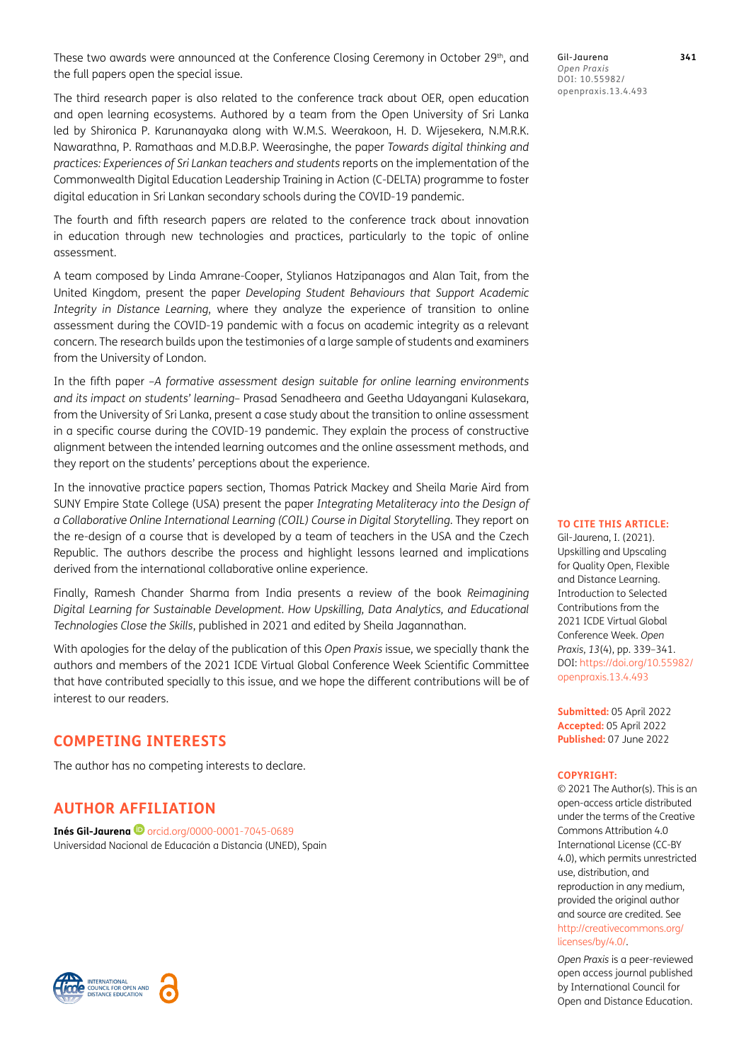These two awards were announced at the Conference Closing Ceremony in October 29th, and the full papers open the special issue.

The third research paper is also related to the conference track about OER, open education and open learning ecosystems. Authored by a team from the Open University of Sri Lanka led by Shironica P. Karunanayaka along with W.M.S. Weerakoon, H. D. Wijesekera, N.M.R.K. Nawarathna, P. Ramathaas and M.D.B.P. Weerasinghe, the paper *Towards digital thinking and practices: Experiences of Sri Lankan teachers and students* reports on the implementation of the Commonwealth Digital Education Leadership Training in Action (C-DELTA) programme to foster digital education in Sri Lankan secondary schools during the COVID-19 pandemic.

The fourth and fifth research papers are related to the conference track about innovation in education through new technologies and practices, particularly to the topic of online assessment.

A team composed by Linda Amrane-Cooper, Stylianos Hatzipanagos and Alan Tait, from the United Kingdom, present the paper *Developing Student Behaviours that Support Academic Integrity in Distance Learning*, where they analyze the experience of transition to online assessment during the COVID-19 pandemic with a focus on academic integrity as a relevant concern. The research builds upon the testimonies of a large sample of students and examiners from the University of London.

In the fifth paper –*A formative assessment design suitable for online learning environments and its impact on students' learning*– Prasad Senadheera and Geetha Udayangani Kulasekara, from the University of Sri Lanka, present a case study about the transition to online assessment in a specific course during the COVID-19 pandemic. They explain the process of constructive alignment between the intended learning outcomes and the online assessment methods, and they report on the students' perceptions about the experience.

In the innovative practice papers section, Thomas Patrick Mackey and Sheila Marie Aird from SUNY Empire State College (USA) present the paper *Integrating Metaliteracy into the Design of a Collaborative Online International Learning (COIL) Course in Digital Storytelling*. They report on the re-design of a course that is developed by a team of teachers in the USA and the Czech Republic. The authors describe the process and highlight lessons learned and implications derived from the international collaborative online experience.

Finally, Ramesh Chander Sharma from India presents a review of the book *Reimagining Digital Learning for Sustainable Development. How Upskilling, Data Analytics, and Educational Technologies Close the Skills*, published in 2021 and edited by Sheila Jagannathan.

With apologies for the delay of the publication of this *Open Praxis* issue, we specially thank the authors and members of the 2021 ICDE Virtual Global Conference Week Scientific Committee that have contributed specially to this issue, and we hope the different contributions will be of interest to our readers.

## COMPETING INTERESTS

The author has no competing interests to declare.

## AUTHOR AFFILIATION

**Inés Gil-Jaurena** orcid.org/0000-0001-7045-0689
Universidad Nacional de Educación a Distancia (UNED), Spain

**TO CITE THIS ARTICLE:**
Gil-Jaurena, I. (2021). Upskilling and Upscaling for Quality Open, Flexible and Distance Learning. Introduction to Selected Contributions from the 2021 ICDE Virtual Global Conference Week. *Open Praxis, 13*(4), pp. 339–341. DOI: https://doi.org/10.55982/openpraxis.13.4.493

**Submitted:** 05 April 2022
**Accepted:** 05 April 2022
**Published:** 07 June 2022

**COPYRIGHT:**
© 2021 The Author(s). This is an open-access article distributed under the terms of the Creative Commons Attribution 4.0 International License (CC-BY 4.0), which permits unrestricted use, distribution, and reproduction in any medium, provided the original author and source are credited. See http://creativecommons.org/licenses/by/4.0/.

*Open Praxis* is a peer-reviewed open access journal published by International Council for Open and Distance Education.